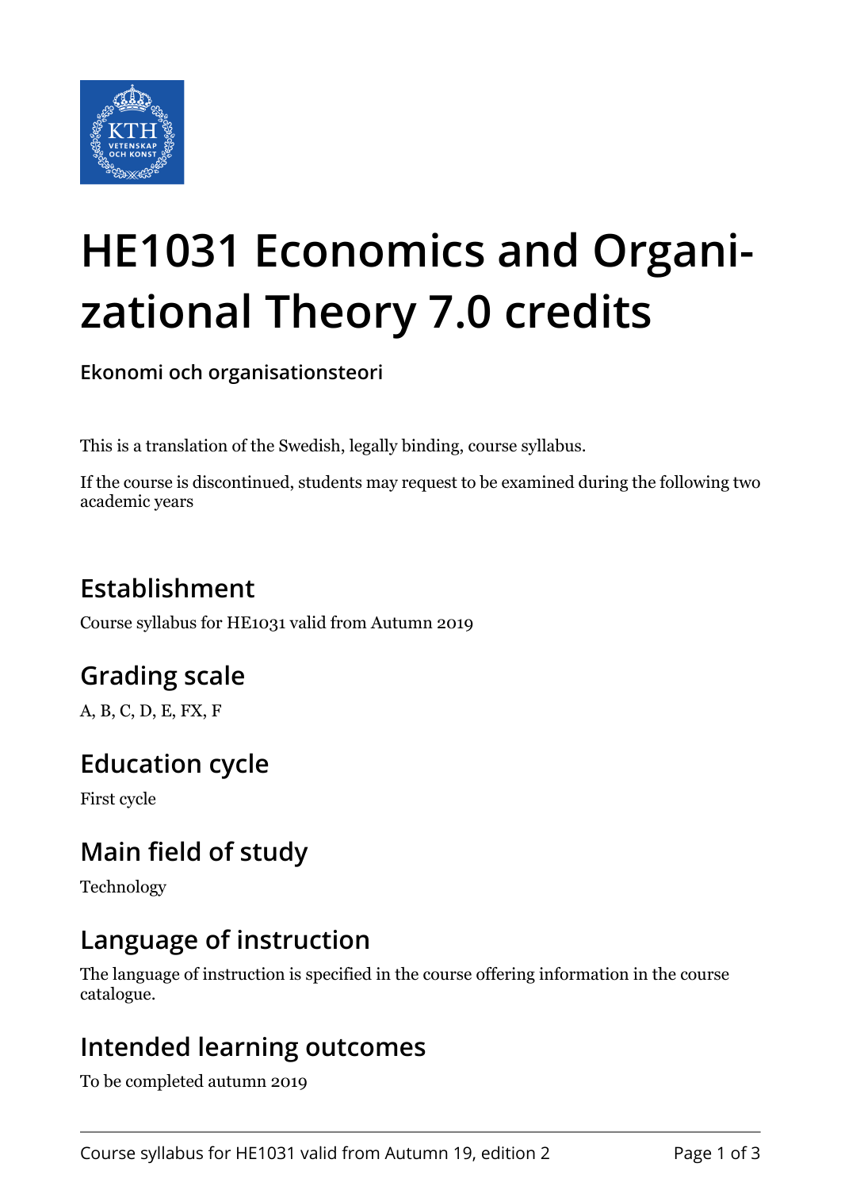# HE1031 Economics and Organizational Theory 7.0 credits

**Ekonomi och organisationsteori**

This is a translation of the Swedish, legally binding, course syllabus.

If the course is discontinued, students may request to be examined during the following two academic years

## Establishment

Course syllabus for HE1031 valid from Autumn 2019

## Grading scale

A, B, C, D, E, FX, F

## Education cycle

First cycle

## Main field of study

Technology

## Language of instruction

The language of instruction is specified in the course offering information in the course catalogue.

## Intended learning outcomes

To be completed autumn 2019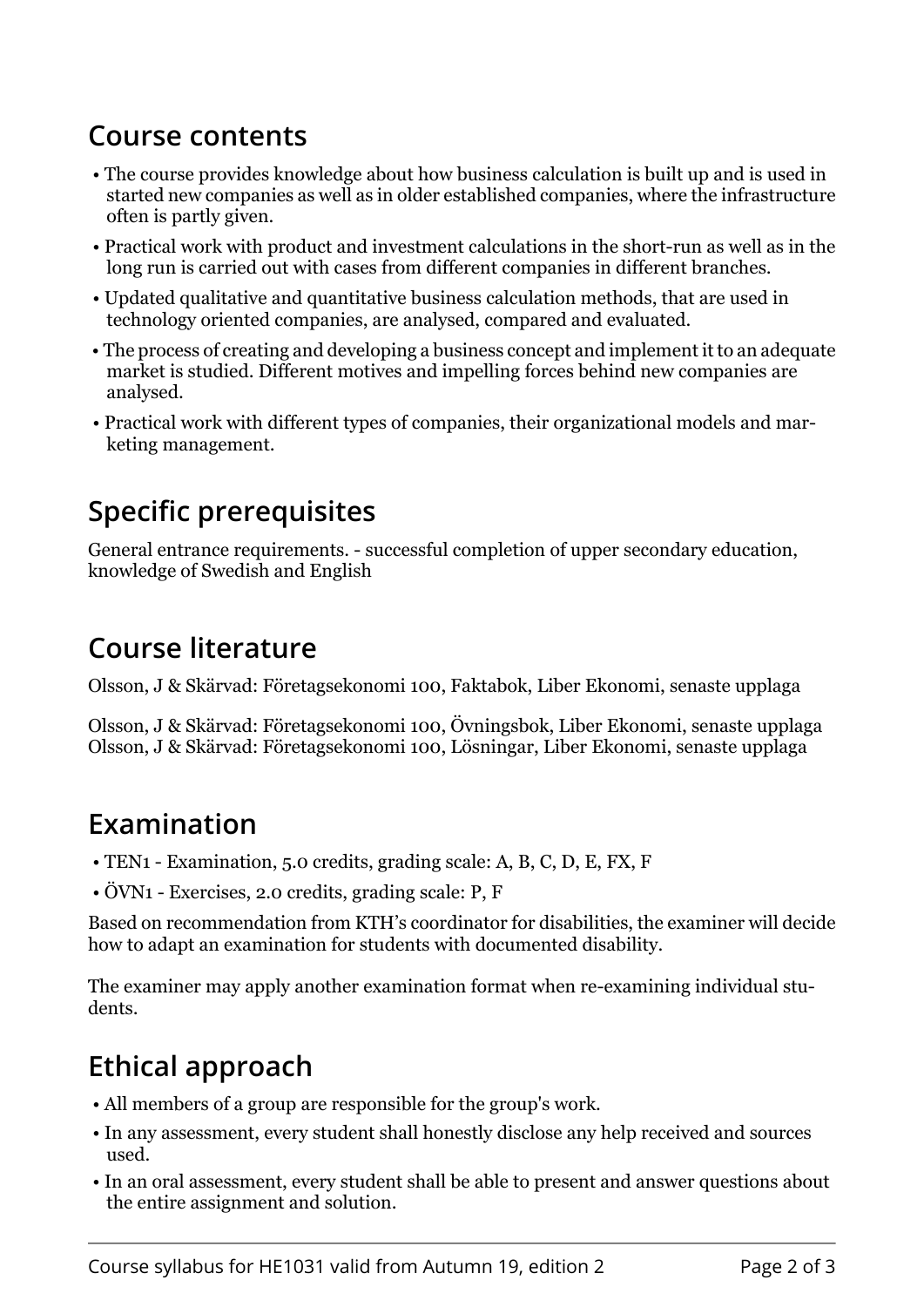## Course contents

- The course provides knowledge about how business calculation is built up and is used in started new companies as well as in older established companies, where the infrastructure often is partly given.
- Practical work with product and investment calculations in the short-run as well as in the long run is carried out with cases from different companies in different branches.
- Updated qualitative and quantitative business calculation methods, that are used in technology oriented companies, are analysed, compared and evaluated.
- The process of creating and developing a business concept and implement it to an adequate market is studied. Different motives and impelling forces behind new companies are analysed.
- Practical work with different types of companies, their organizational models and marketing management.

## Specific prerequisites

General entrance requirements. - successful completion of upper secondary education, knowledge of Swedish and English

## Course literature

Olsson, J & Skärvad: Företagsekonomi 100, Faktabok, Liber Ekonomi, senaste upplaga

Olsson, J & Skärvad: Företagsekonomi 100, Övningsbok, Liber Ekonomi, senaste upplaga
Olsson, J & Skärvad: Företagsekonomi 100, Lösningar, Liber Ekonomi, senaste upplaga

## Examination

- TEN1 - Examination, 5.0 credits, grading scale: A, B, C, D, E, FX, F
- ÖVN1 - Exercises, 2.0 credits, grading scale: P, F

Based on recommendation from KTH's coordinator for disabilities, the examiner will decide how to adapt an examination for students with documented disability.

The examiner may apply another examination format when re-examining individual students.

## Ethical approach

- All members of a group are responsible for the group's work.
- In any assessment, every student shall honestly disclose any help received and sources used.
- In an oral assessment, every student shall be able to present and answer questions about the entire assignment and solution.